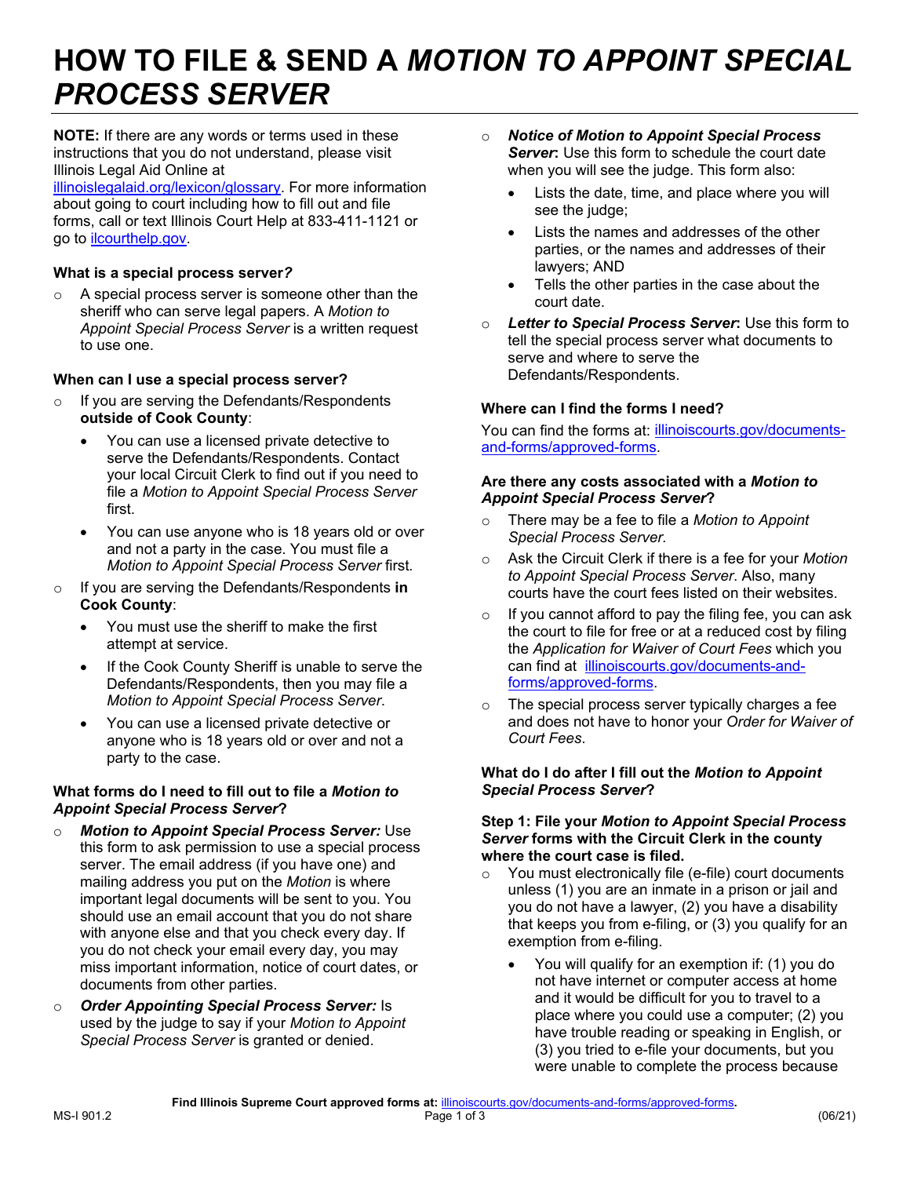# HOW TO FILE & SEND A *MOTION TO APPOINT SPECIAL PROCESS SERVER*

**NOTE:** If there are any words or terms used in these instructions that you do not understand, please visit Illinois Legal Aid Online at illinoislegalaid.org/lexicon/glossary. For more information about going to court including how to fill out and file forms, call or text Illinois Court Help at 833-411-1121 or go to ilcourthelp.gov.

### What is a special process server?

- A special process server is someone other than the sheriff who can serve legal papers. A *Motion to Appoint Special Process Server* is a written request to use one.

### When can I use a special process server?

- If you are serving the Defendants/Respondents **outside of Cook County**:
  - You can use a licensed private detective to serve the Defendants/Respondents. Contact your local Circuit Clerk to find out if you need to file a *Motion to Appoint Special Process Server* first.
  - You can use anyone who is 18 years old or over and not a party in the case. You must file a *Motion to Appoint Special Process Server* first.
- If you are serving the Defendants/Respondents **in Cook County**:
  - You must use the sheriff to make the first attempt at service.
  - If the Cook County Sheriff is unable to serve the Defendants/Respondents, then you may file a *Motion to Appoint Special Process Server*.
  - You can use a licensed private detective or anyone who is 18 years old or over and not a party to the case.

### What forms do I need to fill out to file a *Motion to Appoint Special Process Server*?

- ***Motion to Appoint Special Process Server:*** Use this form to ask permission to use a special process server. The email address (if you have one) and mailing address you put on the *Motion* is where important legal documents will be sent to you. You should use an email account that you do not share with anyone else and that you check every day. If you do not check your email every day, you may miss important information, notice of court dates, or documents from other parties.
- ***Order Appointing Special Process Server:*** Is used by the judge to say if your *Motion to Appoint Special Process Server* is granted or denied.
- ***Notice of Motion to Appoint Special Process Server*:** Use this form to schedule the court date when you will see the judge. This form also:
  - Lists the date, time, and place where you will see the judge;
  - Lists the names and addresses of the other parties, or the names and addresses of their lawyers; AND
  - Tells the other parties in the case about the court date.
- ***Letter to Special Process Server*:** Use this form to tell the special process server what documents to serve and where to serve the Defendants/Respondents.

### Where can I find the forms I need?

You can find the forms at: illinoiscourts.gov/documents-and-forms/approved-forms.

### Are there any costs associated with a *Motion to Appoint Special Process Server*?

- There may be a fee to file a *Motion to Appoint Special Process Server.*
- Ask the Circuit Clerk if there is a fee for your *Motion to Appoint Special Process Server*. Also, many courts have the court fees listed on their websites.
- If you cannot afford to pay the filing fee, you can ask the court to file for free or at a reduced cost by filing the *Application for Waiver of Court Fees* which you can find at illinoiscourts.gov/documents-and-forms/approved-forms.
- The special process server typically charges a fee and does not have to honor your *Order for Waiver of Court Fees*.

### What do I do after I fill out the *Motion to Appoint Special Process Server*?

#### Step 1: File your *Motion to Appoint Special Process Server* forms with the Circuit Clerk in the county where the court case is filed.

- You must electronically file (e-file) court documents unless (1) you are an inmate in a prison or jail and you do not have a lawyer, (2) you have a disability that keeps you from e-filing, or (3) you qualify for an exemption from e-filing.
  - You will qualify for an exemption if: (1) you do not have internet or computer access at home and it would be difficult for you to travel to a place where you could use a computer; (2) you have trouble reading or speaking in English, or (3) you tried to e-file your documents, but you were unable to complete the process because

Find Illinois Supreme Court approved forms at: illinoiscourts.gov/documents-and-forms/approved-forms.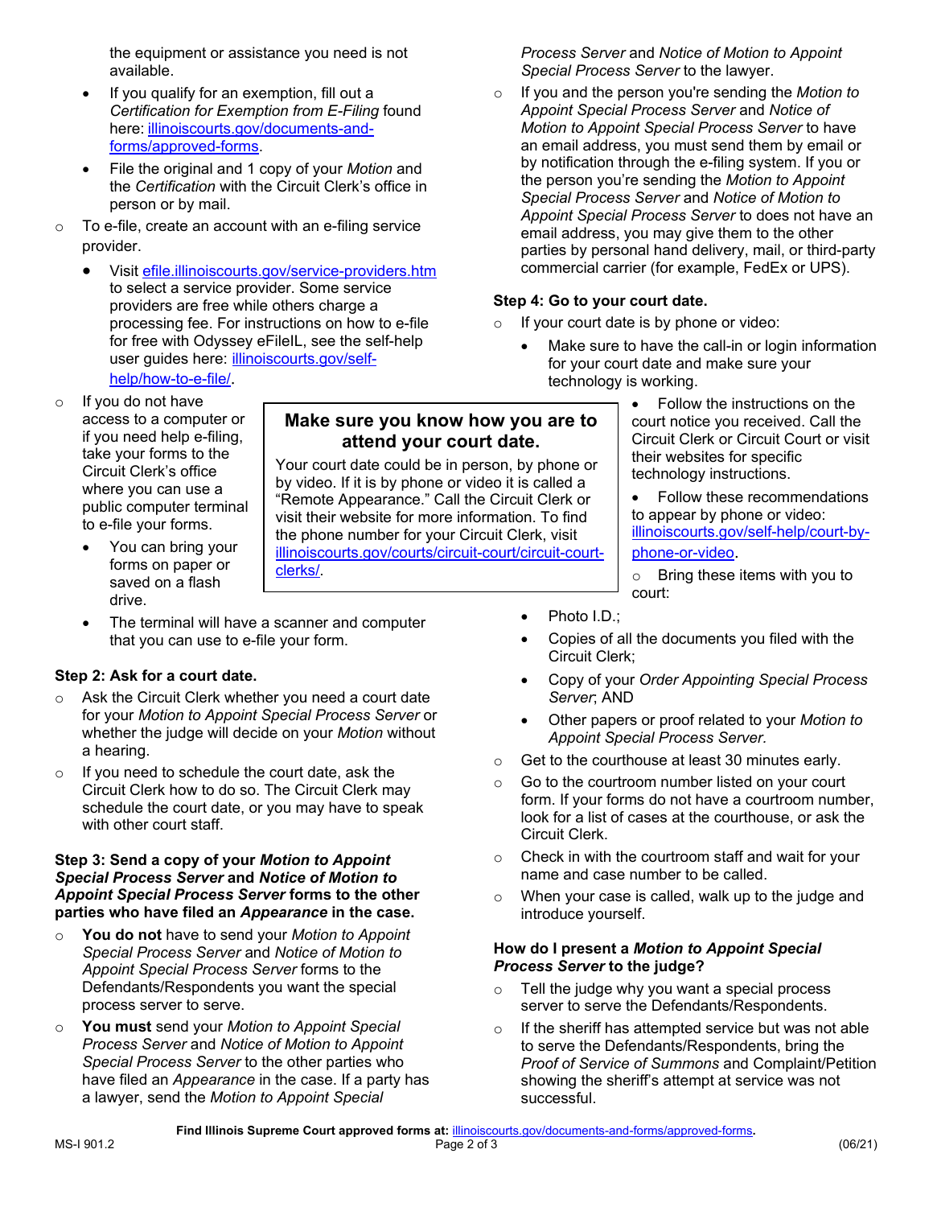the equipment or assistance you need is not available.

- If you qualify for an exemption, fill out a *Certification for Exemption from E-Filing* found here: [illinoiscourts.gov/documents-and-forms/approved-forms](illinoiscourts.gov/documents-and-forms/approved-forms).
- File the original and 1 copy of your *Motion* and the *Certification* with the Circuit Clerk's office in person or by mail.

- To e-file, create an account with an e-filing service provider.
  - Visit [efile.illinoiscourts.gov/service-providers.htm](efile.illinoiscourts.gov/service-providers.htm) to select a service provider. Some service providers are free while others charge a processing fee. For instructions on how to e-file for free with Odyssey eFileIL, see the self-help user guides here: [illinoiscourts.gov/self-help/how-to-e-file/](illinoiscourts.gov/self-help/how-to-e-file/).
- If you do not have access to a computer or if you need help e-filing, take your forms to the Circuit Clerk's office where you can use a public computer terminal to e-file your forms.
  - You can bring your forms on paper or saved on a flash drive.
  - The terminal will have a scanner and computer that you can use to e-file your form.

### Step 2: Ask for a court date.

- Ask the Circuit Clerk whether you need a court date for your *Motion to Appoint Special Process Server* or whether the judge will decide on your *Motion* without a hearing.
- If you need to schedule the court date, ask the Circuit Clerk how to do so. The Circuit Clerk may schedule the court date, or you may have to speak with other court staff.

### Step 3: Send a copy of your *Motion to Appoint Special Process Server* and *Notice of Motion to Appoint Special Process Server* forms to the other parties who have filed an *Appearance* in the case.

- **You do not** have to send your *Motion to Appoint Special Process Server* and *Notice of Motion to Appoint Special Process Server* forms to the Defendants/Respondents you want the special process server to serve.
- **You must** send your *Motion to Appoint Special Process Server* and *Notice of Motion to Appoint Special Process Server* to the other parties who have filed an *Appearance* in the case. If a party has a lawyer, send the *Motion to Appoint Special Process Server* and *Notice of Motion to Appoint Special Process Server* to the lawyer.
- If you and the person you're sending the *Motion to Appoint Special Process Server* and *Notice of Motion to Appoint Special Process Server* to have an email address, you must send them by email or by notification through the e-filing system. If you or the person you're sending the *Motion to Appoint Special Process Server* and *Notice of Motion to Appoint Special Process Server* to does not have an email address, you may give them to the other parties by personal hand delivery, mail, or third-party commercial carrier (for example, FedEx or UPS).

### Step 4: Go to your court date.

- If your court date is by phone or video:
  - Make sure to have the call-in or login information for your court date and make sure your technology is working.
  - Follow the instructions on the court notice you received. Call the Circuit Clerk or Circuit Court or visit their websites for specific technology instructions.
  - Follow these recommendations to appear by phone or video: [illinoiscourts.gov/self-help/court-by-phone-or-video](illinoiscourts.gov/self-help/court-by-phone-or-video).
- Bring these items with you to court:
  - Photo I.D.;
  - Copies of all the documents you filed with the Circuit Clerk;
  - Copy of your *Order Appointing Special Process Server*; AND
  - Other papers or proof related to your *Motion to Appoint Special Process Server*.
- Get to the courthouse at least 30 minutes early.
- Go to the courtroom number listed on your court form. If your forms do not have a courtroom number, look for a list of cases at the courthouse, or ask the Circuit Clerk.
- Check in with the courtroom staff and wait for your name and case number to be called.
- When your case is called, walk up to the judge and introduce yourself.

> **Make sure you know how you are to attend your court date.**
>
> Your court date could be in person, by phone or by video. If it is by phone or video it is called a "Remote Appearance." Call the Circuit Clerk or visit their website for more information. To find the phone number for your Circuit Clerk, visit [illinoiscourts.gov/courts/circuit-court/circuit-court-clerks/](illinoiscourts.gov/courts/circuit-court/circuit-court-clerks/).

### How do I present a *Motion to Appoint Special Process Server* to the judge?

- Tell the judge why you want a special process server to serve the Defendants/Respondents.
- If the sheriff has attempted service but was not able to serve the Defendants/Respondents, bring the *Proof of Service of Summons* and Complaint/Petition showing the sheriff's attempt at service was not successful.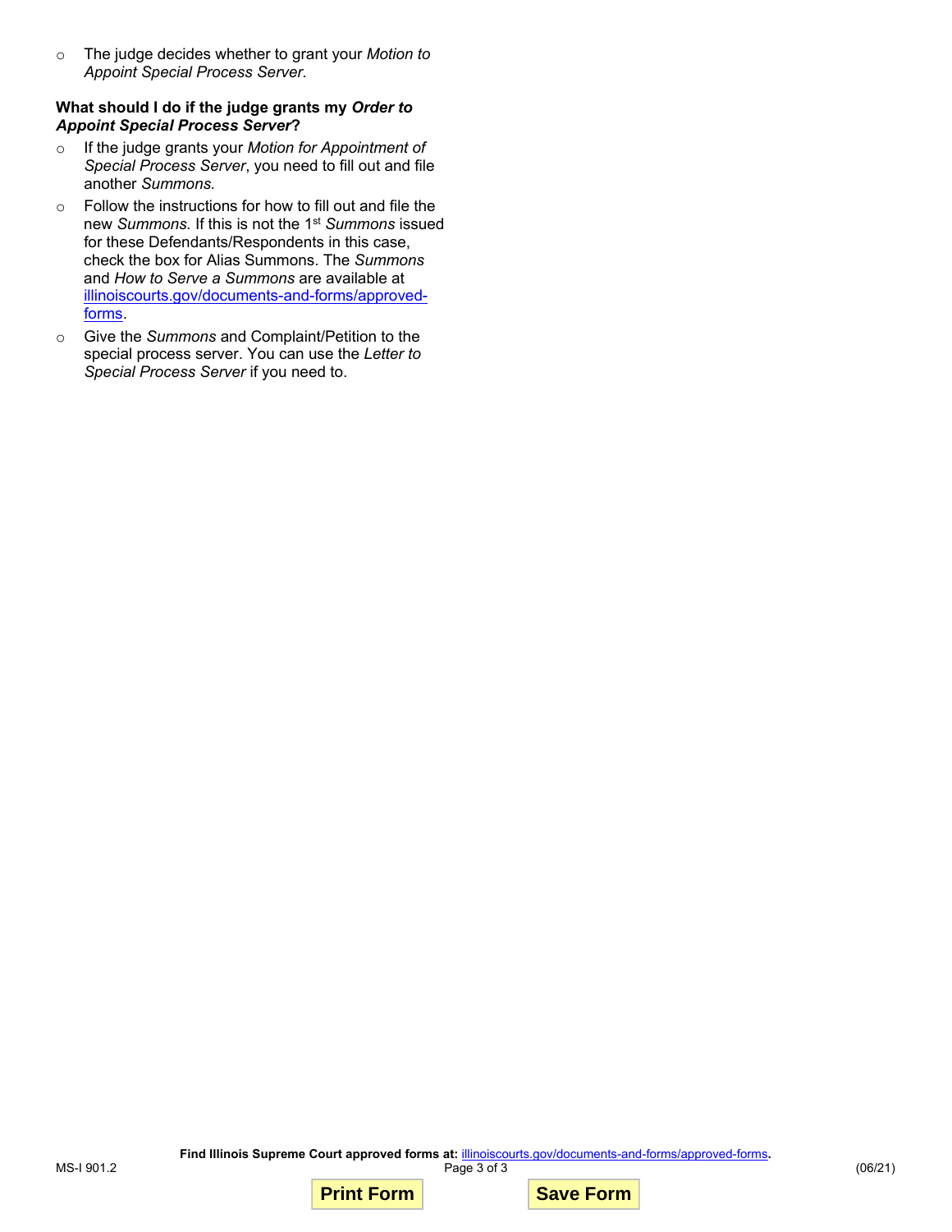- The judge decides whether to grant your *Motion to Appoint Special Process Server*.

**What should I do if the judge grants my *Order to Appoint Special Process Server*?**

- If the judge grants your *Motion for Appointment of Special Process Server*, you need to fill out and file another *Summons*.
- Follow the instructions for how to fill out and file the new *Summons.* If this is not the 1st *Summons* issued for these Defendants/Respondents in this case, check the box for Alias Summons. The *Summons* and *How to Serve a Summons* are available at illinoiscourts.gov/documents-and-forms/approved-forms.
- Give the *Summons* and Complaint/Petition to the special process server. You can use the *Letter to Special Process Server* if you need to.